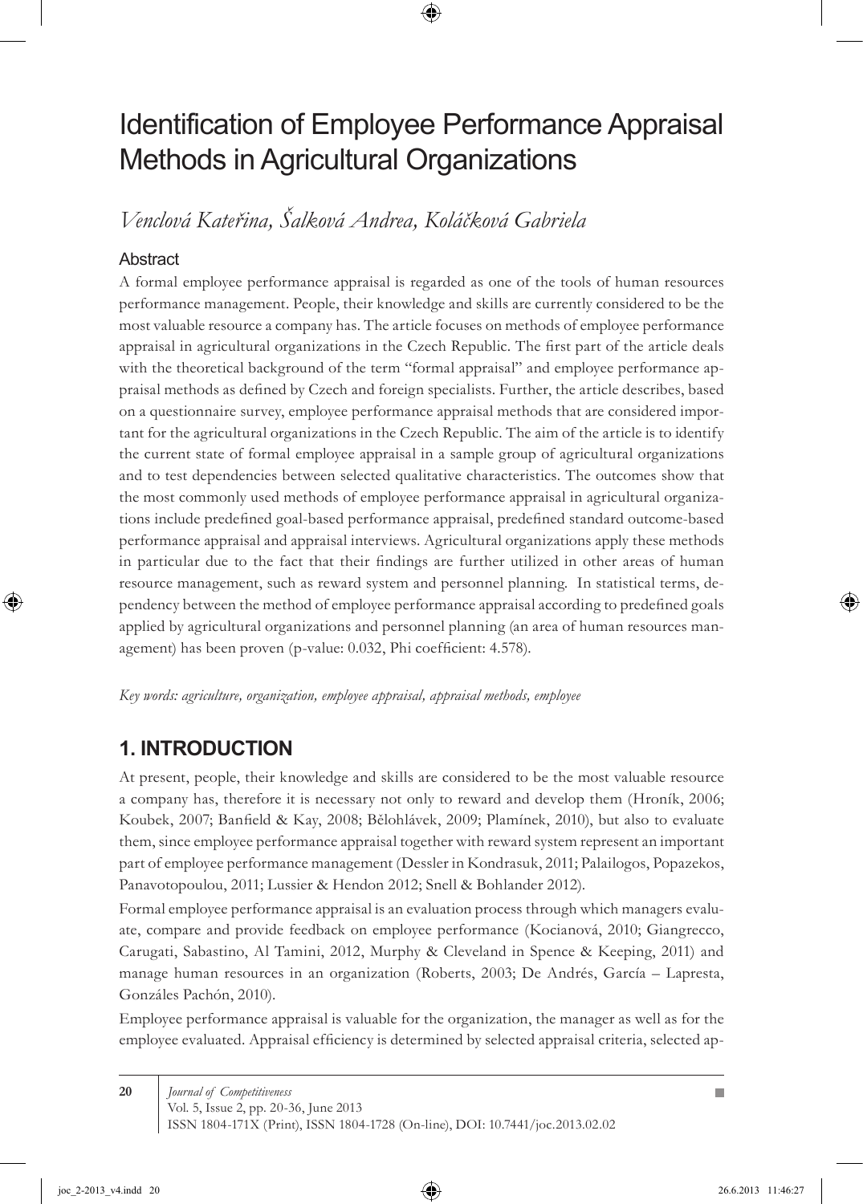# Identification of Employee Performance Appraisal Methods in Agricultural Organizations

*Venclová Kateřina, Šalková Andrea, Koláčková Gabriela*

### Abstract

A formal employee performance appraisal is regarded as one of the tools of human resources performance management. People, their knowledge and skills are currently considered to be the most valuable resource a company has. The article focuses on methods of employee performance appraisal in agricultural organizations in the Czech Republic. The first part of the article deals with the theoretical background of the term "formal appraisal" and employee performance appraisal methods as defined by Czech and foreign specialists. Further, the article describes, based on a questionnaire survey, employee performance appraisal methods that are considered important for the agricultural organizations in the Czech Republic. The aim of the article is to identify the current state of formal employee appraisal in a sample group of agricultural organizations and to test dependencies between selected qualitative characteristics. The outcomes show that the most commonly used methods of employee performance appraisal in agricultural organizations include predefined goal-based performance appraisal, predefined standard outcome-based performance appraisal and appraisal interviews. Agricultural organizations apply these methods in particular due to the fact that their findings are further utilized in other areas of human resource management, such as reward system and personnel planning. In statistical terms, dependency between the method of employee performance appraisal according to predefined goals applied by agricultural organizations and personnel planning (an area of human resources management) has been proven (p-value: 0.032, Phi coefficient: 4.578).

*Key words: agriculture, organization, employee appraisal, appraisal methods, employee*

## 1. INTRODUCTION

At present, people, their knowledge and skills are considered to be the most valuable resource a company has, therefore it is necessary not only to reward and develop them (Hroník, 2006; Koubek, 2007; Banfield & Kay, 2008; Bělohlávek, 2009; Plamínek, 2010), but also to evaluate them, since employee performance appraisal together with reward system represent an important part of employee performance management (Dessler in Kondrasuk, 2011; Palailogos, Popazekos, Panavotopoulou, 2011; Lussier & Hendon 2012; Snell & Bohlander 2012).

Formal employee performance appraisal is an evaluation process through which managers evaluate, compare and provide feedback on employee performance (Kocianová, 2010; Giangrecco, Carugati, Sabastino, Al Tamini, 2012, Murphy & Cleveland in Spence & Keeping, 2011) and manage human resources in an organization (Roberts, 2003; De Andrés, García – Lapresta, Gonzáles Pachón, 2010).

Employee performance appraisal is valuable for the organization, the manager as well as for the employee evaluated. Appraisal efficiency is determined by selected appraisal criteria, selected ap-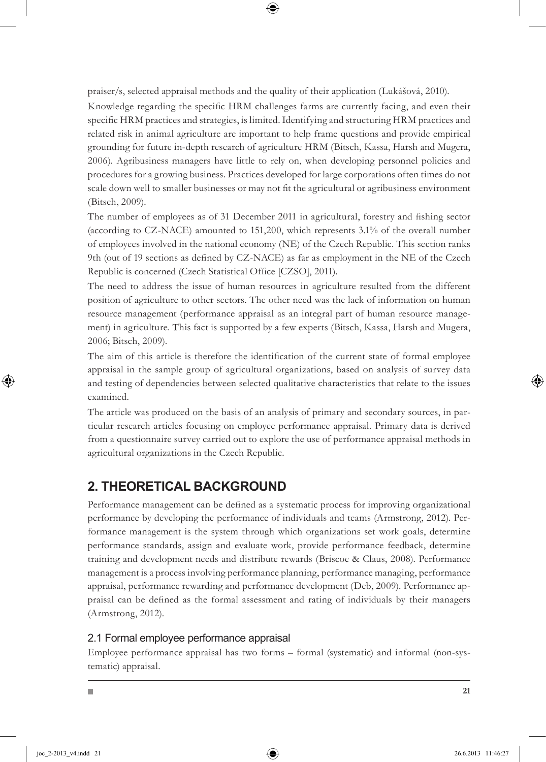praiser/s, selected appraisal methods and the quality of their application (Lukášová, 2010).

Knowledge regarding the specific HRM challenges farms are currently facing, and even their specific HRM practices and strategies, is limited. Identifying and structuring HRM practices and related risk in animal agriculture are important to help frame questions and provide empirical grounding for future in-depth research of agriculture HRM (Bitsch, Kassa, Harsh and Mugera, 2006). Agribusiness managers have little to rely on, when developing personnel policies and procedures for a growing business. Practices developed for large corporations often times do not scale down well to smaller businesses or may not fit the agricultural or agribusiness environment (Bitsch, 2009).

The number of employees as of 31 December 2011 in agricultural, forestry and fishing sector (according to CZ-NACE) amounted to 151,200, which represents 3.1% of the overall number of employees involved in the national economy (NE) of the Czech Republic. This section ranks 9th (out of 19 sections as defined by CZ-NACE) as far as employment in the NE of the Czech Republic is concerned (Czech Statistical Office [CZSO], 2011).

The need to address the issue of human resources in agriculture resulted from the different position of agriculture to other sectors. The other need was the lack of information on human resource management (performance appraisal as an integral part of human resource management) in agriculture. This fact is supported by a few experts (Bitsch, Kassa, Harsh and Mugera, 2006; Bitsch, 2009).

The aim of this article is therefore the identification of the current state of formal employee appraisal in the sample group of agricultural organizations, based on analysis of survey data and testing of dependencies between selected qualitative characteristics that relate to the issues examined.

The article was produced on the basis of an analysis of primary and secondary sources, in particular research articles focusing on employee performance appraisal. Primary data is derived from a questionnaire survey carried out to explore the use of performance appraisal methods in agricultural organizations in the Czech Republic.

## 2. THEORETICAL BACKGROUND

Performance management can be defined as a systematic process for improving organizational performance by developing the performance of individuals and teams (Armstrong, 2012). Performance management is the system through which organizations set work goals, determine performance standards, assign and evaluate work, provide performance feedback, determine training and development needs and distribute rewards (Briscoe & Claus, 2008). Performance management is a process involving performance planning, performance managing, performance appraisal, performance rewarding and performance development (Deb, 2009). Performance appraisal can be defined as the formal assessment and rating of individuals by their managers (Armstrong, 2012).

### 2.1 Formal employee performance appraisal

Employee performance appraisal has two forms – formal (systematic) and informal (non-systematic) appraisal.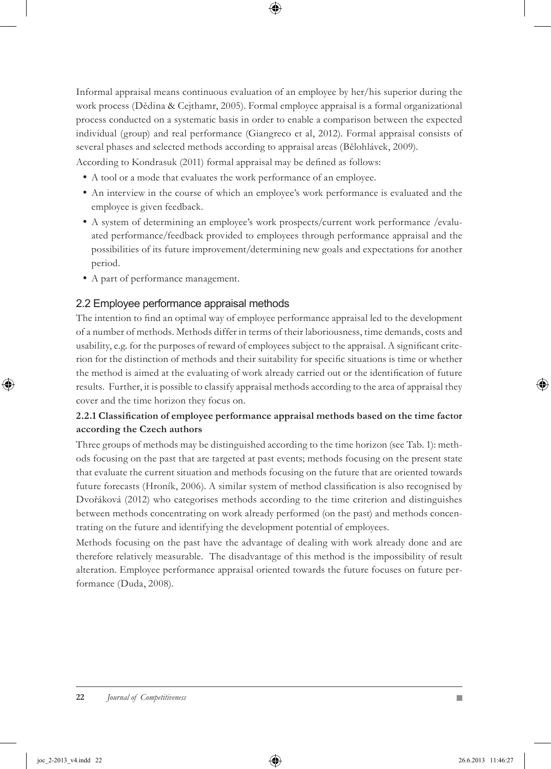Informal appraisal means continuous evaluation of an employee by her/his superior during the work process (Dědina & Cejthamr, 2005). Formal employee appraisal is a formal organizational process conducted on a systematic basis in order to enable a comparison between the expected individual (group) and real performance (Giangreco et al, 2012). Formal appraisal consists of several phases and selected methods according to appraisal areas (Bělohlávek, 2009).

According to Kondrasuk (2011) formal appraisal may be defined as follows:

- A tool or a mode that evaluates the work performance of an employee.
- An interview in the course of which an employee's work performance is evaluated and the employee is given feedback.
- A system of determining an employee's work prospects/current work performance /evaluated performance/feedback provided to employees through performance appraisal and the possibilities of its future improvement/determining new goals and expectations for another period.
- A part of performance management.

## 2.2 Employee performance appraisal methods

The intention to find an optimal way of employee performance appraisal led to the development of a number of methods. Methods differ in terms of their laboriousness, time demands, costs and usability, e.g. for the purposes of reward of employees subject to the appraisal. A significant criterion for the distinction of methods and their suitability for specific situations is time or whether the method is aimed at the evaluating of work already carried out or the identification of future results. Further, it is possible to classify appraisal methods according to the area of appraisal they cover and the time horizon they focus on.

### 2.2.1 Classification of employee performance appraisal methods based on the time factor according the Czech authors

Three groups of methods may be distinguished according to the time horizon (see Tab. 1): methods focusing on the past that are targeted at past events; methods focusing on the present state that evaluate the current situation and methods focusing on the future that are oriented towards future forecasts (Hroník, 2006). A similar system of method classification is also recognised by Dvořáková (2012) who categorises methods according to the time criterion and distinguishes between methods concentrating on work already performed (on the past) and methods concentrating on the future and identifying the development potential of employees.

Methods focusing on the past have the advantage of dealing with work already done and are therefore relatively measurable. The disadvantage of this method is the impossibility of result alteration. Employee performance appraisal oriented towards the future focuses on future performance (Duda, 2008).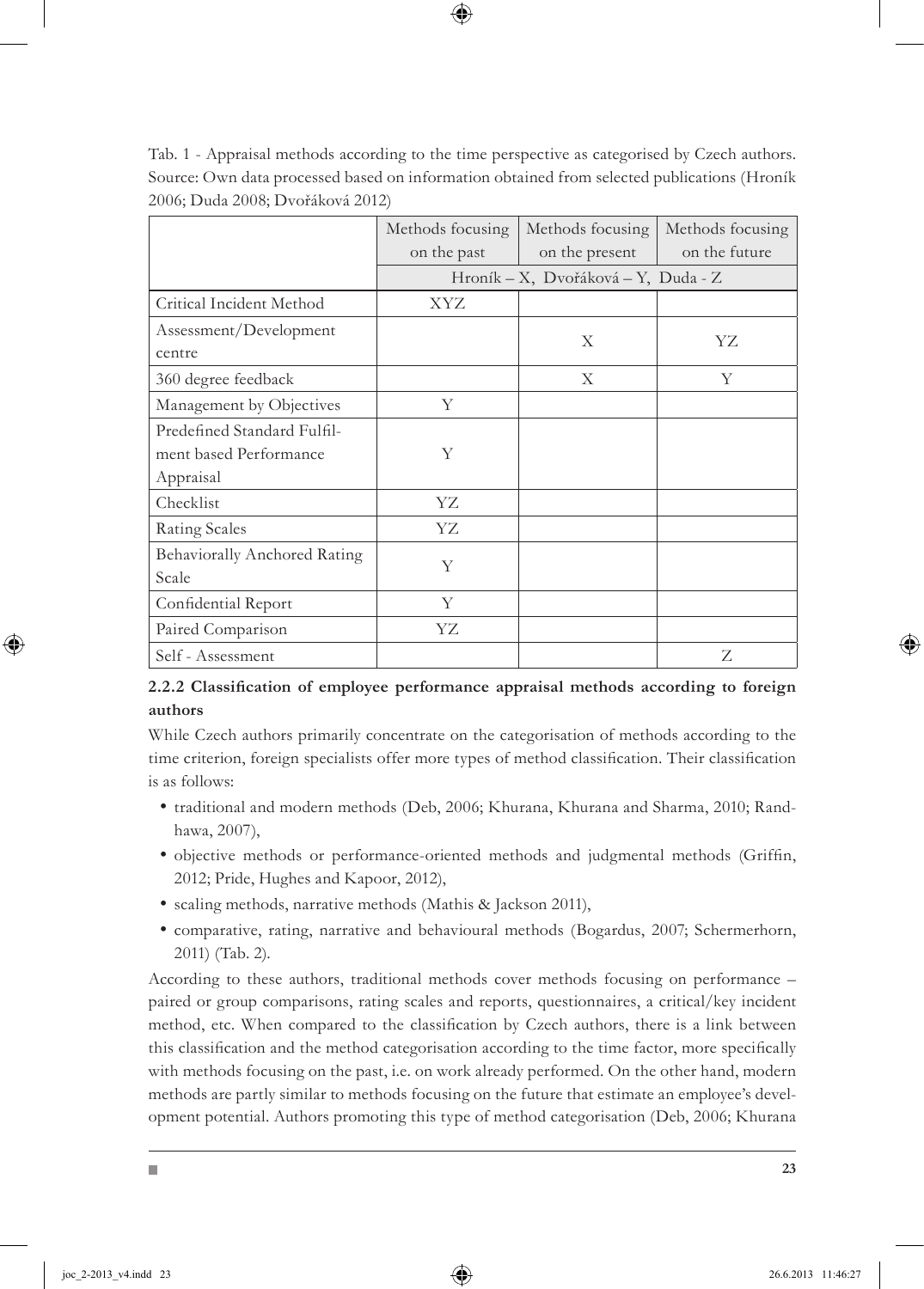Tab. 1 - Appraisal methods according to the time perspective as categorised by Czech authors. Source: Own data processed based on information obtained from selected publications (Hroník 2006; Duda 2008; Dvořáková 2012)

| | Methods focusing on the past | Methods focusing on the present | Methods focusing on the future |
|---|---|---|---|
| | Hroník – X, Dvořáková – Y, Duda - Z | | |
| Critical Incident Method | XYZ | | |
| Assessment/Development centre | | X | YZ |
| 360 degree feedback | | X | Y |
| Management by Objectives | Y | | |
| Predefined Standard Fulfilment based Performance Appraisal | Y | | |
| Checklist | YZ | | |
| Rating Scales | YZ | | |
| Behaviorally Anchored Rating Scale | Y | | |
| Confidential Report | Y | | |
| Paired Comparison | YZ | | |
| Self - Assessment | | | Z |

### 2.2.2 Classification of employee performance appraisal methods according to foreign authors

While Czech authors primarily concentrate on the categorisation of methods according to the time criterion, foreign specialists offer more types of method classification. Their classification is as follows:

- traditional and modern methods (Deb, 2006; Khurana, Khurana and Sharma, 2010; Randhawa, 2007),
- objective methods or performance-oriented methods and judgmental methods (Griffin, 2012; Pride, Hughes and Kapoor, 2012),
- scaling methods, narrative methods (Mathis & Jackson 2011),
- comparative, rating, narrative and behavioural methods (Bogardus, 2007; Schermerhorn, 2011) (Tab. 2).

According to these authors, traditional methods cover methods focusing on performance – paired or group comparisons, rating scales and reports, questionnaires, a critical/key incident method, etc. When compared to the classification by Czech authors, there is a link between this classification and the method categorisation according to the time factor, more specifically with methods focusing on the past, i.e. on work already performed. On the other hand, modern methods are partly similar to methods focusing on the future that estimate an employee's development potential. Authors promoting this type of method categorisation (Deb, 2006; Khurana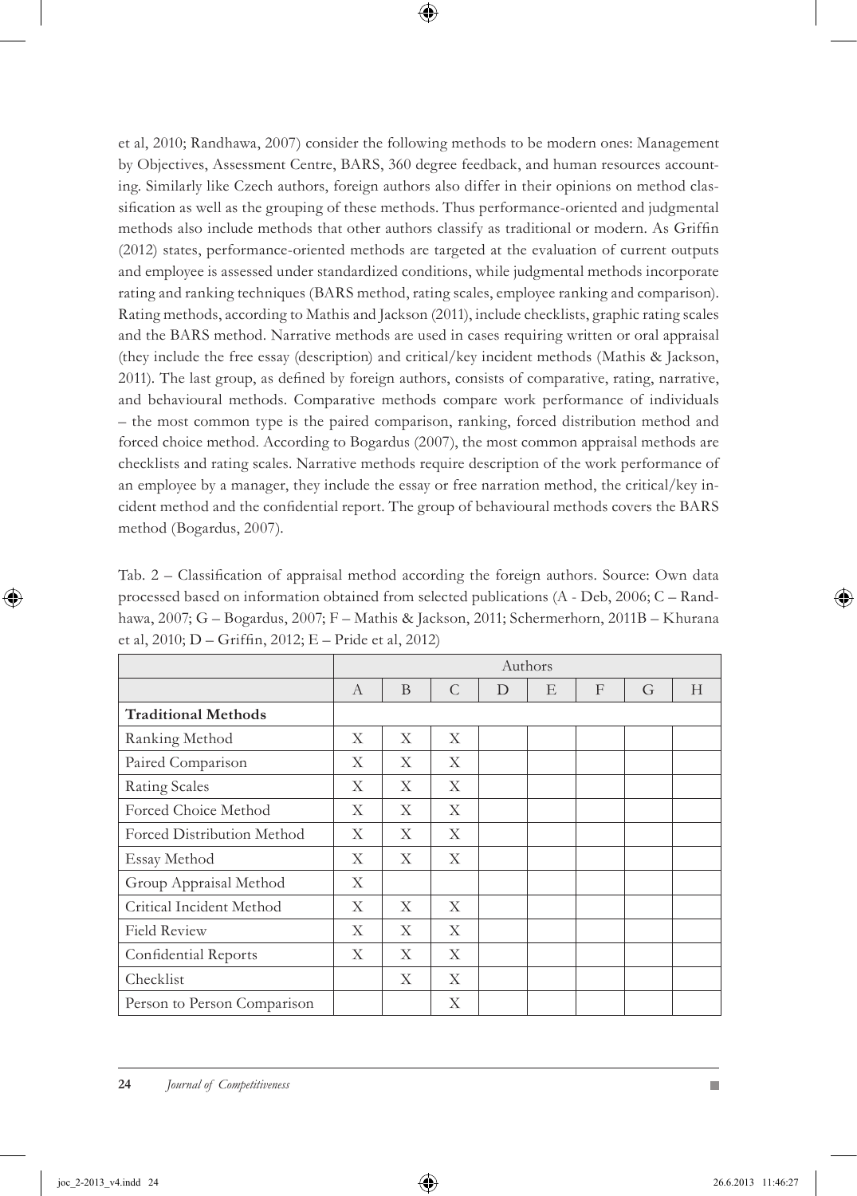et al, 2010; Randhawa, 2007) consider the following methods to be modern ones: Management by Objectives, Assessment Centre, BARS, 360 degree feedback, and human resources accounting. Similarly like Czech authors, foreign authors also differ in their opinions on method classification as well as the grouping of these methods. Thus performance-oriented and judgmental methods also include methods that other authors classify as traditional or modern. As Griffin (2012) states, performance-oriented methods are targeted at the evaluation of current outputs and employee is assessed under standardized conditions, while judgmental methods incorporate rating and ranking techniques (BARS method, rating scales, employee ranking and comparison). Rating methods, according to Mathis and Jackson (2011), include checklists, graphic rating scales and the BARS method. Narrative methods are used in cases requiring written or oral appraisal (they include the free essay (description) and critical/key incident methods (Mathis & Jackson, 2011). The last group, as defined by foreign authors, consists of comparative, rating, narrative, and behavioural methods. Comparative methods compare work performance of individuals – the most common type is the paired comparison, ranking, forced distribution method and forced choice method. According to Bogardus (2007), the most common appraisal methods are checklists and rating scales. Narrative methods require description of the work performance of an employee by a manager, they include the essay or free narration method, the critical/key incident method and the confidential report. The group of behavioural methods covers the BARS method (Bogardus, 2007).

Tab. 2 – Classification of appraisal method according the foreign authors. Source: Own data processed based on information obtained from selected publications (A - Deb, 2006; C – Randhawa, 2007; G – Bogardus, 2007; F – Mathis & Jackson, 2011; Schermerhorn, 2011B – Khurana et al, 2010; D – Griffin, 2012; E – Pride et al, 2012)

| | Authors | | | | | | | |
|---|---|---|---|---|---|---|---|---|
| | A | B | C | D | E | F | G | H |
| **Traditional Methods** | | | | | | | | |
| Ranking Method | X | X | X | | | | | |
| Paired Comparison | X | X | X | | | | | |
| Rating Scales | X | X | X | | | | | |
| Forced Choice Method | X | X | X | | | | | |
| Forced Distribution Method | X | X | X | | | | | |
| Essay Method | X | X | X | | | | | |
| Group Appraisal Method | X | | | | | | | |
| Critical Incident Method | X | X | X | | | | | |
| Field Review | X | X | X | | | | | |
| Confidential Reports | X | X | X | | | | | |
| Checklist | | X | X | | | | | |
| Person to Person Comparison | | | X | | | | | |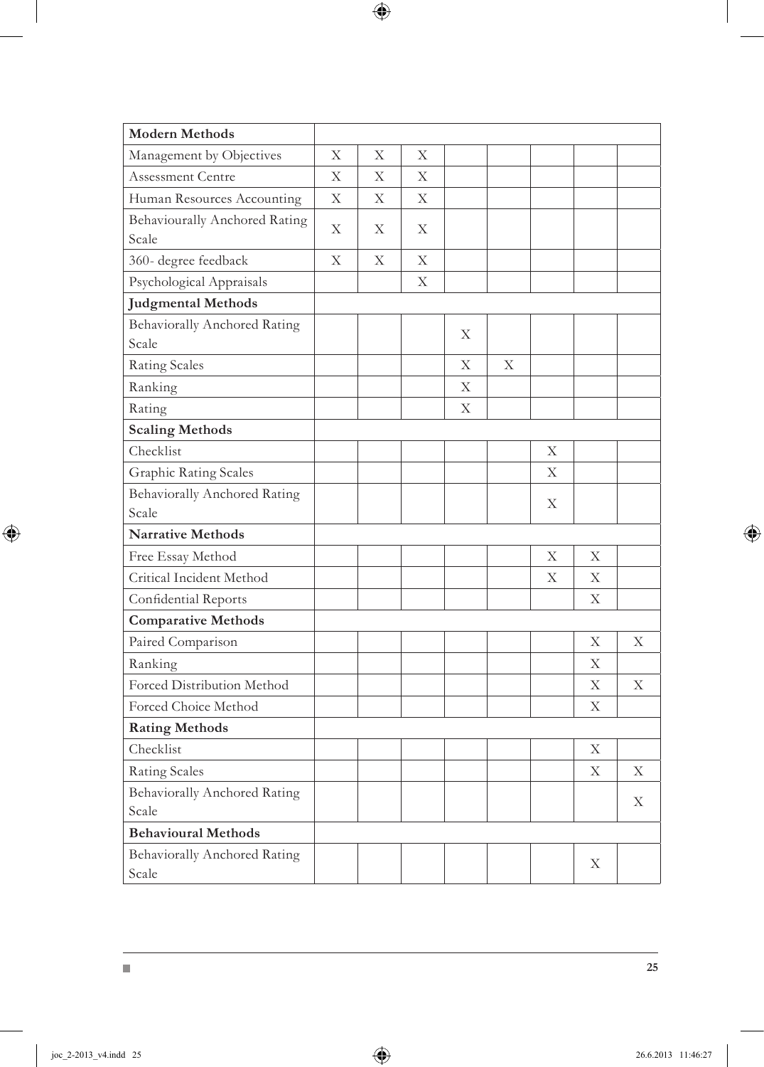| **Modern Methods** | | | | | | | | |
|---|---|---|---|---|---|---|---|---|
| Management by Objectives | X | X | X | | | | | |
| Assessment Centre | X | X | X | | | | | |
| Human Resources Accounting | X | X | X | | | | | |
| Behaviourally Anchored Rating Scale | X | X | X | | | | | |
| 360- degree feedback | X | X | X | | | | | |
| Psychological Appraisals | | | X | | | | | |
| **Judgmental Methods** | | | | | | | | |
| Behaviorally Anchored Rating Scale | | | | X | | | | |
| Rating Scales | | | | X | X | | | |
| Ranking | | | | X | | | | |
| Rating | | | | X | | | | |
| **Scaling Methods** | | | | | | | | |
| Checklist | | | | | | X | | |
| Graphic Rating Scales | | | | | | X | | |
| Behaviorally Anchored Rating Scale | | | | | | X | | |
| **Narrative Methods** | | | | | | | | |
| Free Essay Method | | | | | | X | X | |
| Critical Incident Method | | | | | | X | X | |
| Confidential Reports | | | | | | | X | |
| **Comparative Methods** | | | | | | | | |
| Paired Comparison | | | | | | | X | X |
| Ranking | | | | | | | X | |
| Forced Distribution Method | | | | | | | X | X |
| Forced Choice Method | | | | | | | X | |
| **Rating Methods** | | | | | | | | |
| Checklist | | | | | | | X | |
| Rating Scales | | | | | | | X | X |
| Behaviorally Anchored Rating Scale | | | | | | | | X |
| **Behavioural Methods** | | | | | | | | |
| Behaviorally Anchored Rating Scale | | | | | | | X | |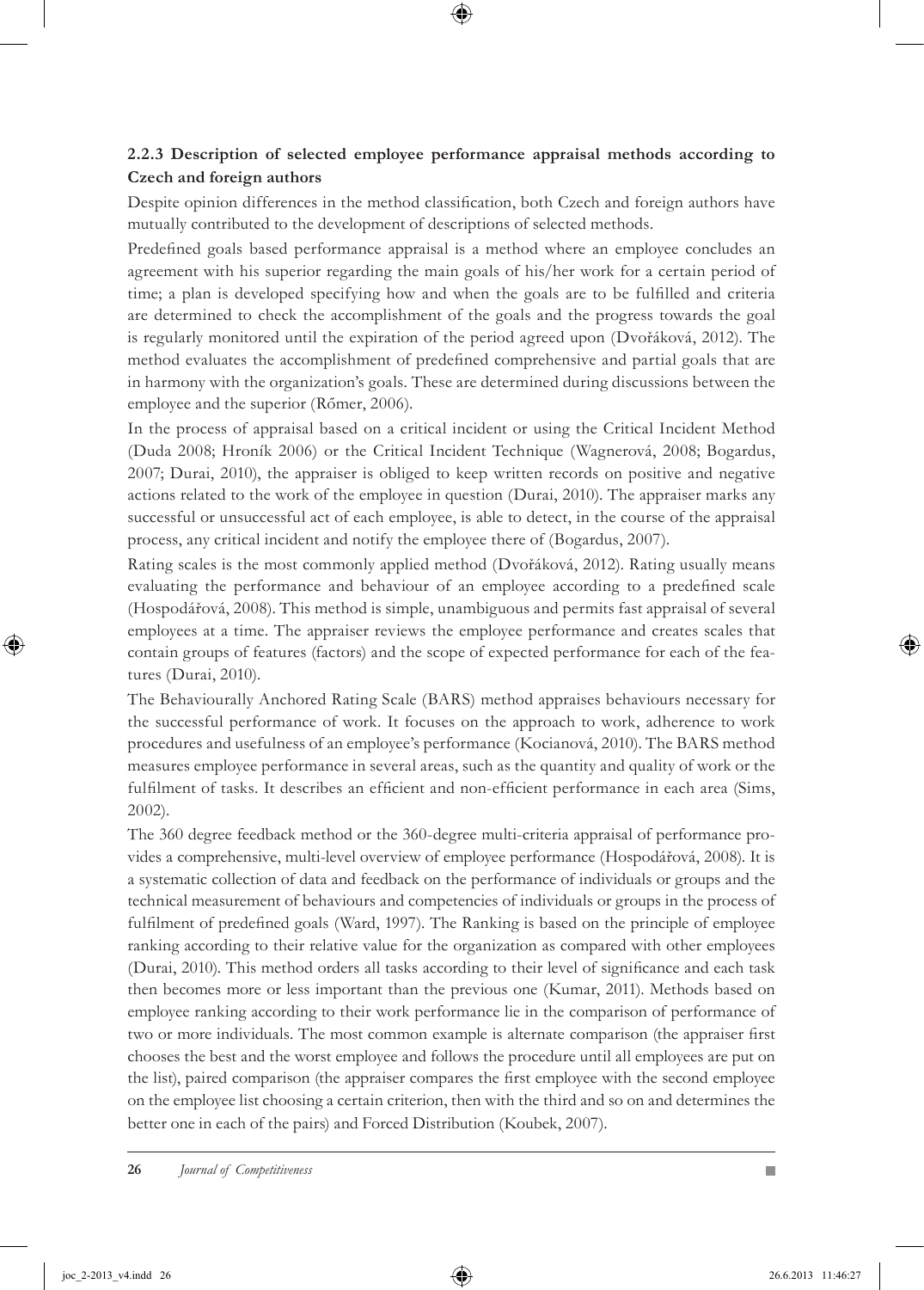### 2.2.3 Description of selected employee performance appraisal methods according to Czech and foreign authors

Despite opinion differences in the method classification, both Czech and foreign authors have mutually contributed to the development of descriptions of selected methods.

Predefined goals based performance appraisal is a method where an employee concludes an agreement with his superior regarding the main goals of his/her work for a certain period of time; a plan is developed specifying how and when the goals are to be fulfilled and criteria are determined to check the accomplishment of the goals and the progress towards the goal is regularly monitored until the expiration of the period agreed upon (Dvořáková, 2012). The method evaluates the accomplishment of predefined comprehensive and partial goals that are in harmony with the organization's goals. These are determined during discussions between the employee and the superior (Rőmer, 2006).

In the process of appraisal based on a critical incident or using the Critical Incident Method (Duda 2008; Hroník 2006) or the Critical Incident Technique (Wagnerová, 2008; Bogardus, 2007; Durai, 2010), the appraiser is obliged to keep written records on positive and negative actions related to the work of the employee in question (Durai, 2010). The appraiser marks any successful or unsuccessful act of each employee, is able to detect, in the course of the appraisal process, any critical incident and notify the employee there of (Bogardus, 2007).

Rating scales is the most commonly applied method (Dvořáková, 2012). Rating usually means evaluating the performance and behaviour of an employee according to a predefined scale (Hospodářová, 2008). This method is simple, unambiguous and permits fast appraisal of several employees at a time. The appraiser reviews the employee performance and creates scales that contain groups of features (factors) and the scope of expected performance for each of the features (Durai, 2010).

The Behaviourally Anchored Rating Scale (BARS) method appraises behaviours necessary for the successful performance of work. It focuses on the approach to work, adherence to work procedures and usefulness of an employee's performance (Kocianová, 2010). The BARS method measures employee performance in several areas, such as the quantity and quality of work or the fulfilment of tasks. It describes an efficient and non-efficient performance in each area (Sims, 2002).

The 360 degree feedback method or the 360-degree multi-criteria appraisal of performance provides a comprehensive, multi-level overview of employee performance (Hospodářová, 2008). It is a systematic collection of data and feedback on the performance of individuals or groups and the technical measurement of behaviours and competencies of individuals or groups in the process of fulfilment of predefined goals (Ward, 1997). The Ranking is based on the principle of employee ranking according to their relative value for the organization as compared with other employees (Durai, 2010). This method orders all tasks according to their level of significance and each task then becomes more or less important than the previous one (Kumar, 2011). Methods based on employee ranking according to their work performance lie in the comparison of performance of two or more individuals. The most common example is alternate comparison (the appraiser first chooses the best and the worst employee and follows the procedure until all employees are put on the list), paired comparison (the appraiser compares the first employee with the second employee on the employee list choosing a certain criterion, then with the third and so on and determines the better one in each of the pairs) and Forced Distribution (Koubek, 2007).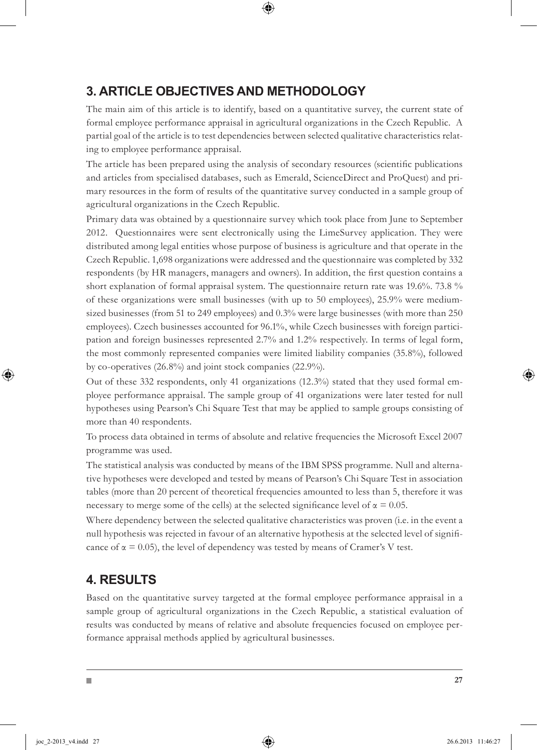## 3. ARTICLE OBJECTIVES AND METHODOLOGY

The main aim of this article is to identify, based on a quantitative survey, the current state of formal employee performance appraisal in agricultural organizations in the Czech Republic. A partial goal of the article is to test dependencies between selected qualitative characteristics relating to employee performance appraisal.

The article has been prepared using the analysis of secondary resources (scientific publications and articles from specialised databases, such as Emerald, ScienceDirect and ProQuest) and primary resources in the form of results of the quantitative survey conducted in a sample group of agricultural organizations in the Czech Republic.

Primary data was obtained by a questionnaire survey which took place from June to September 2012. Questionnaires were sent electronically using the LimeSurvey application. They were distributed among legal entities whose purpose of business is agriculture and that operate in the Czech Republic. 1,698 organizations were addressed and the questionnaire was completed by 332 respondents (by HR managers, managers and owners). In addition, the first question contains a short explanation of formal appraisal system. The questionnaire return rate was 19.6%. 73.8 % of these organizations were small businesses (with up to 50 employees), 25.9% were medium-sized businesses (from 51 to 249 employees) and 0.3% were large businesses (with more than 250 employees). Czech businesses accounted for 96.1%, while Czech businesses with foreign participation and foreign businesses represented 2.7% and 1.2% respectively. In terms of legal form, the most commonly represented companies were limited liability companies (35.8%), followed by co-operatives (26.8%) and joint stock companies (22.9%).

Out of these 332 respondents, only 41 organizations (12.3%) stated that they used formal employee performance appraisal. The sample group of 41 organizations were later tested for null hypotheses using Pearson's Chi Square Test that may be applied to sample groups consisting of more than 40 respondents.

To process data obtained in terms of absolute and relative frequencies the Microsoft Excel 2007 programme was used.

The statistical analysis was conducted by means of the IBM SPSS programme. Null and alternative hypotheses were developed and tested by means of Pearson's Chi Square Test in association tables (more than 20 percent of theoretical frequencies amounted to less than 5, therefore it was necessary to merge some of the cells) at the selected significance level of $\alpha = 0.05$.

Where dependency between the selected qualitative characteristics was proven (i.e. in the event a null hypothesis was rejected in favour of an alternative hypothesis at the selected level of significance of $\alpha = 0.05$), the level of dependency was tested by means of Cramer's V test.

## 4. RESULTS

Based on the quantitative survey targeted at the formal employee performance appraisal in a sample group of agricultural organizations in the Czech Republic, a statistical evaluation of results was conducted by means of relative and absolute frequencies focused on employee performance appraisal methods applied by agricultural businesses.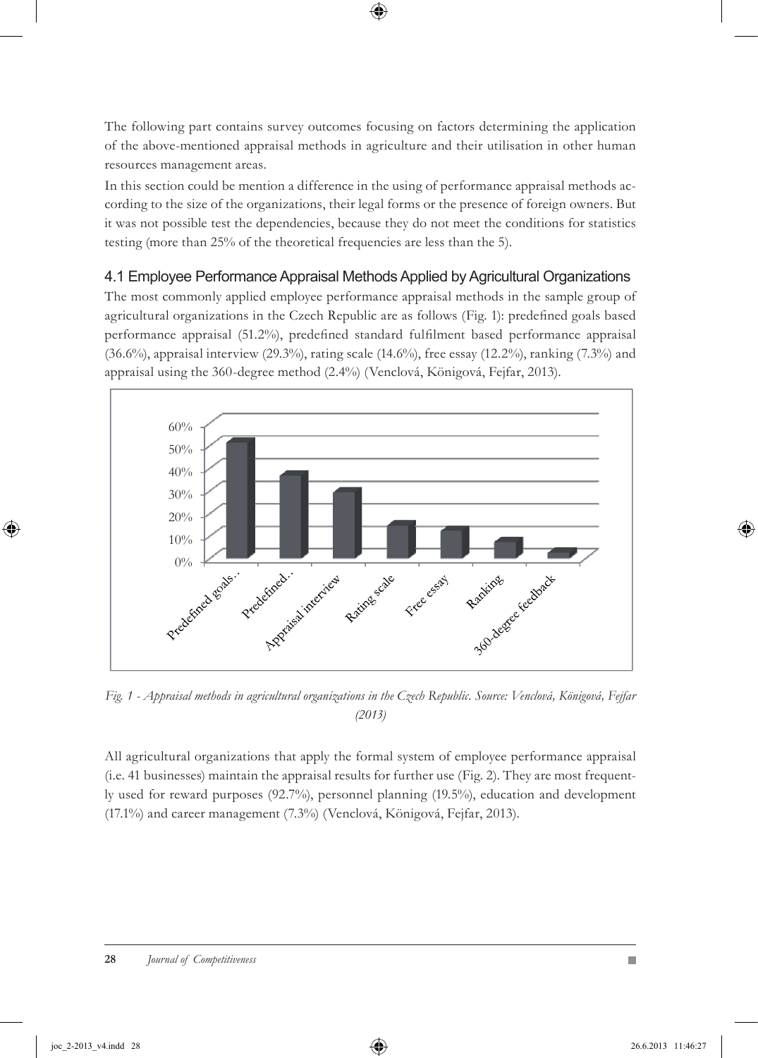The following part contains survey outcomes focusing on factors determining the application of the above-mentioned appraisal methods in agriculture and their utilisation in other human resources management areas.

In this section could be mention a difference in the using of performance appraisal methods according to the size of the organizations, their legal forms or the presence of foreign owners. But it was not possible test the dependencies, because they do not meet the conditions for statistics testing (more than 25% of the theoretical frequencies are less than the 5).

## 4.1 Employee Performance Appraisal Methods Applied by Agricultural Organizations

The most commonly applied employee performance appraisal methods in the sample group of agricultural organizations in the Czech Republic are as follows (Fig. 1): predefined goals based performance appraisal (51.2%), predefined standard fulfilment based performance appraisal (36.6%), appraisal interview (29.3%), rating scale (14.6%), free essay (12.2%), ranking (7.3%) and appraisal using the 360-degree method (2.4%) (Venclová, Königová, Fejfar, 2013).

*Fig. 1 - Appraisal methods in agricultural organizations in the Czech Republic. Source: Venclová, Königová, Fejfar (2013)*

All agricultural organizations that apply the formal system of employee performance appraisal (i.e. 41 businesses) maintain the appraisal results for further use (Fig. 2). They are most frequently used for reward purposes (92.7%), personnel planning (19.5%), education and development (17.1%) and career management (7.3%) (Venclová, Königová, Fejfar, 2013).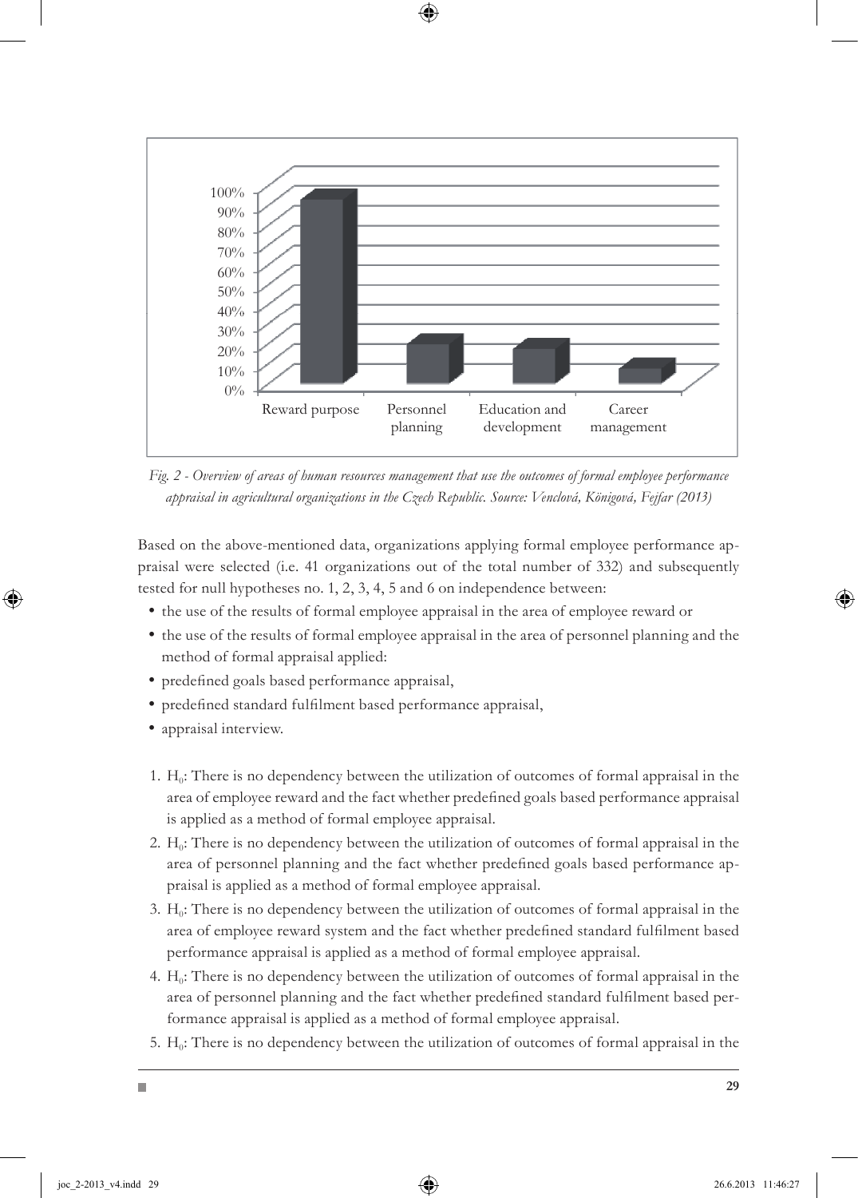*Fig. 2 - Overview of areas of human resources management that use the outcomes of formal employee performance appraisal in agricultural organizations in the Czech Republic. Source: Venclová, Königová, Fejfar (2013)*

Based on the above-mentioned data, organizations applying formal employee performance appraisal were selected (i.e. 41 organizations out of the total number of 332) and subsequently tested for null hypotheses no. 1, 2, 3, 4, 5 and 6 on independence between:

- the use of the results of formal employee appraisal in the area of employee reward or
- the use of the results of formal employee appraisal in the area of personnel planning and the method of formal appraisal applied:
- predefined goals based performance appraisal,
- predefined standard fulfilment based performance appraisal,
- appraisal interview.

1. $H_0$: There is no dependency between the utilization of outcomes of formal appraisal in the area of employee reward and the fact whether predefined goals based performance appraisal is applied as a method of formal employee appraisal.
2. $H_0$: There is no dependency between the utilization of outcomes of formal appraisal in the area of personnel planning and the fact whether predefined goals based performance appraisal is applied as a method of formal employee appraisal.
3. $H_0$: There is no dependency between the utilization of outcomes of formal appraisal in the area of employee reward system and the fact whether predefined standard fulfilment based performance appraisal is applied as a method of formal employee appraisal.
4. $H_0$: There is no dependency between the utilization of outcomes of formal appraisal in the area of personnel planning and the fact whether predefined standard fulfilment based performance appraisal is applied as a method of formal employee appraisal.
5. $H_0$: There is no dependency between the utilization of outcomes of formal appraisal in the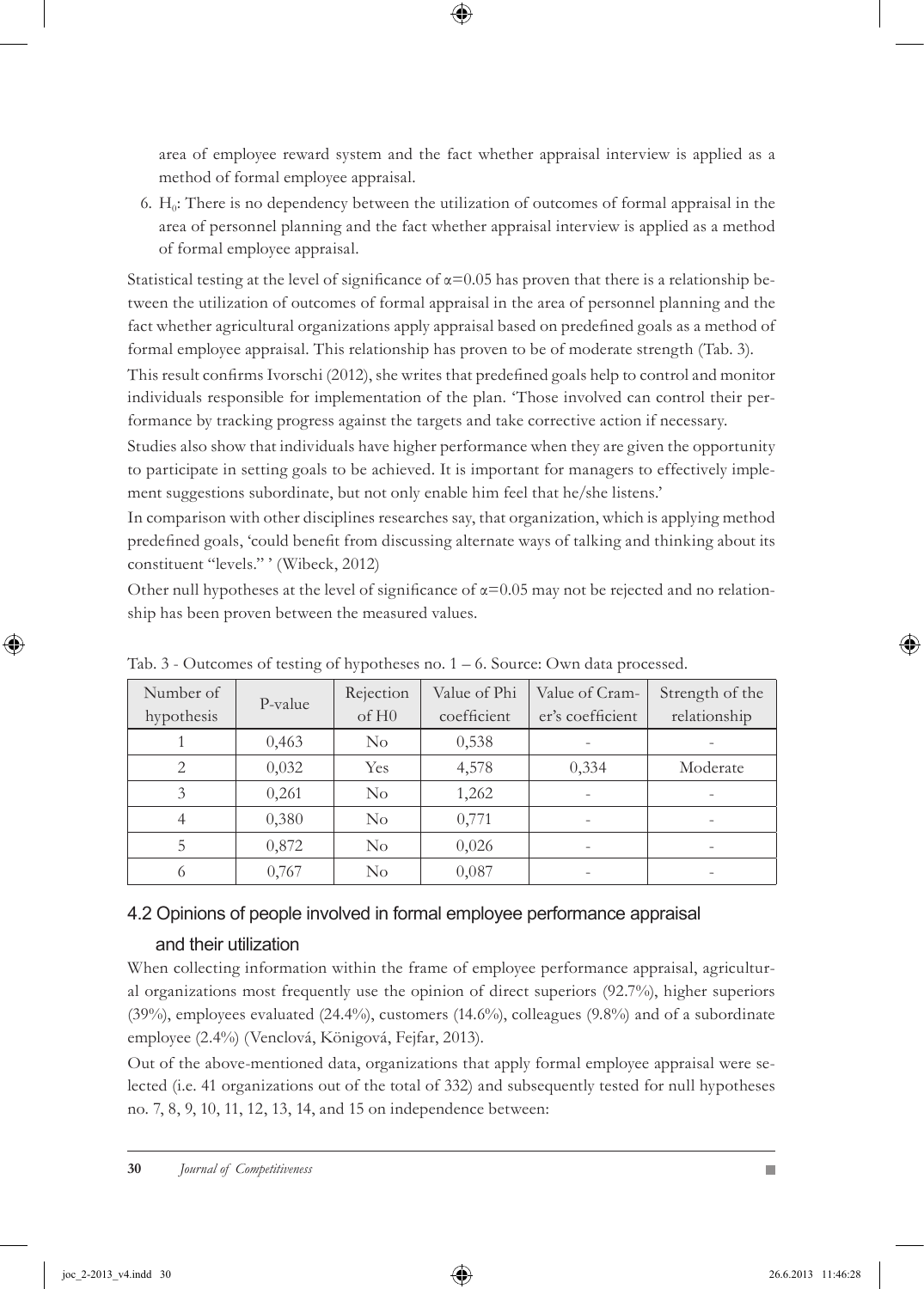area of employee reward system and the fact whether appraisal interview is applied as a method of formal employee appraisal.

6. $H_0$: There is no dependency between the utilization of outcomes of formal appraisal in the area of personnel planning and the fact whether appraisal interview is applied as a method of formal employee appraisal.

Statistical testing at the level of significance of $\alpha$=0.05 has proven that there is a relationship between the utilization of outcomes of formal appraisal in the area of personnel planning and the fact whether agricultural organizations apply appraisal based on predefined goals as a method of formal employee appraisal. This relationship has proven to be of moderate strength (Tab. 3).

This result confirms Ivorschi (2012), she writes that predefined goals help to control and monitor individuals responsible for implementation of the plan. 'Those involved can control their performance by tracking progress against the targets and take corrective action if necessary.

Studies also show that individuals have higher performance when they are given the opportunity to participate in setting goals to be achieved. It is important for managers to effectively implement suggestions subordinate, but not only enable him feel that he/she listens.'

In comparison with other disciplines researches say, that organization, which is applying method predefined goals, 'could benefit from discussing alternate ways of talking and thinking about its constituent "levels." ' (Wibeck, 2012)

Other null hypotheses at the level of significance of $\alpha$=0.05 may not be rejected and no relationship has been proven between the measured values.

Tab. 3 - Outcomes of testing of hypotheses no. 1 – 6. Source: Own data processed.

| Number of hypothesis | P-value | Rejection of H0 | Value of Phi coefficient | Value of Cramer's coefficient | Strength of the relationship |
|---|---|---|---|---|---|
| 1 | 0,463 | No | 0,538 | - | - |
| 2 | 0,032 | Yes | 4,578 | 0,334 | Moderate |
| 3 | 0,261 | No | 1,262 | - | - |
| 4 | 0,380 | No | 0,771 | - | - |
| 5 | 0,872 | No | 0,026 | - | - |
| 6 | 0,767 | No | 0,087 | - | - |

## 4.2 Opinions of people involved in formal employee performance appraisal and their utilization

When collecting information within the frame of employee performance appraisal, agricultural organizations most frequently use the opinion of direct superiors (92.7%), higher superiors (39%), employees evaluated (24.4%), customers (14.6%), colleagues (9.8%) and of a subordinate employee (2.4%) (Venclová, Königová, Fejfar, 2013).

Out of the above-mentioned data, organizations that apply formal employee appraisal were selected (i.e. 41 organizations out of the total of 332) and subsequently tested for null hypotheses no. 7, 8, 9, 10, 11, 12, 13, 14, and 15 on independence between: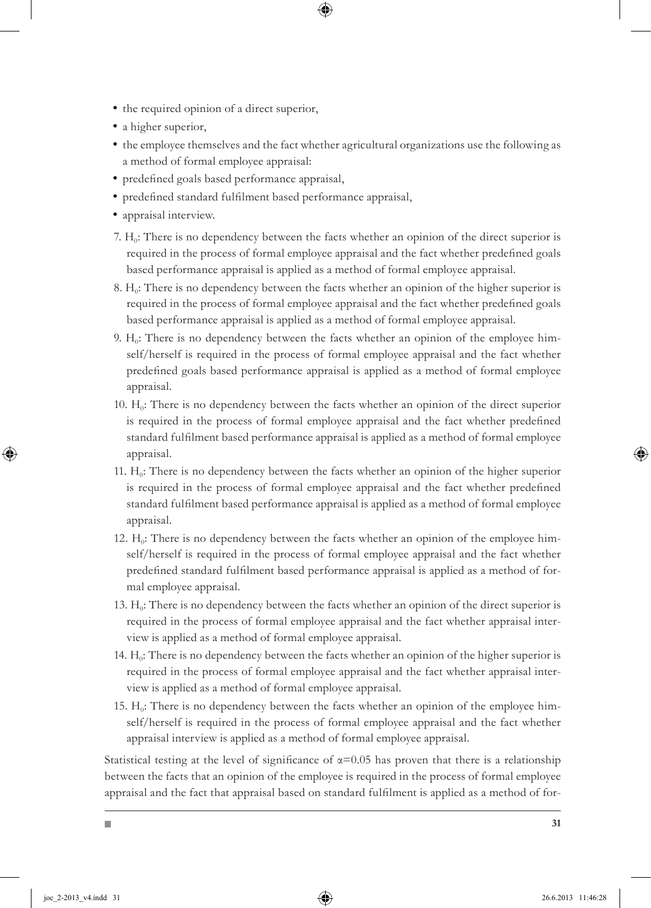- the required opinion of a direct superior,
- a higher superior,
- the employee themselves and the fact whether agricultural organizations use the following as a method of formal employee appraisal:
- predefined goals based performance appraisal,
- predefined standard fulfilment based performance appraisal,
- appraisal interview.

7. $H_0$: There is no dependency between the facts whether an opinion of the direct superior is required in the process of formal employee appraisal and the fact whether predefined goals based performance appraisal is applied as a method of formal employee appraisal.
8. $H_0$: There is no dependency between the facts whether an opinion of the higher superior is required in the process of formal employee appraisal and the fact whether predefined goals based performance appraisal is applied as a method of formal employee appraisal.
9. $H_0$: There is no dependency between the facts whether an opinion of the employee himself/herself is required in the process of formal employee appraisal and the fact whether predefined goals based performance appraisal is applied as a method of formal employee appraisal.
10. $H_0$: There is no dependency between the facts whether an opinion of the direct superior is required in the process of formal employee appraisal and the fact whether predefined standard fulfilment based performance appraisal is applied as a method of formal employee appraisal.
11. $H_0$: There is no dependency between the facts whether an opinion of the higher superior is required in the process of formal employee appraisal and the fact whether predefined standard fulfilment based performance appraisal is applied as a method of formal employee appraisal.
12. $H_0$: There is no dependency between the facts whether an opinion of the employee himself/herself is required in the process of formal employee appraisal and the fact whether predefined standard fulfilment based performance appraisal is applied as a method of formal employee appraisal.
13. $H_0$: There is no dependency between the facts whether an opinion of the direct superior is required in the process of formal employee appraisal and the fact whether appraisal interview is applied as a method of formal employee appraisal.
14. $H_0$: There is no dependency between the facts whether an opinion of the higher superior is required in the process of formal employee appraisal and the fact whether appraisal interview is applied as a method of formal employee appraisal.
15. $H_0$: There is no dependency between the facts whether an opinion of the employee himself/herself is required in the process of formal employee appraisal and the fact whether appraisal interview is applied as a method of formal employee appraisal.

Statistical testing at the level of significance of $\alpha=0.05$ has proven that there is a relationship between the facts that an opinion of the employee is required in the process of formal employee appraisal and the fact that appraisal based on standard fulfilment is applied as a method of for-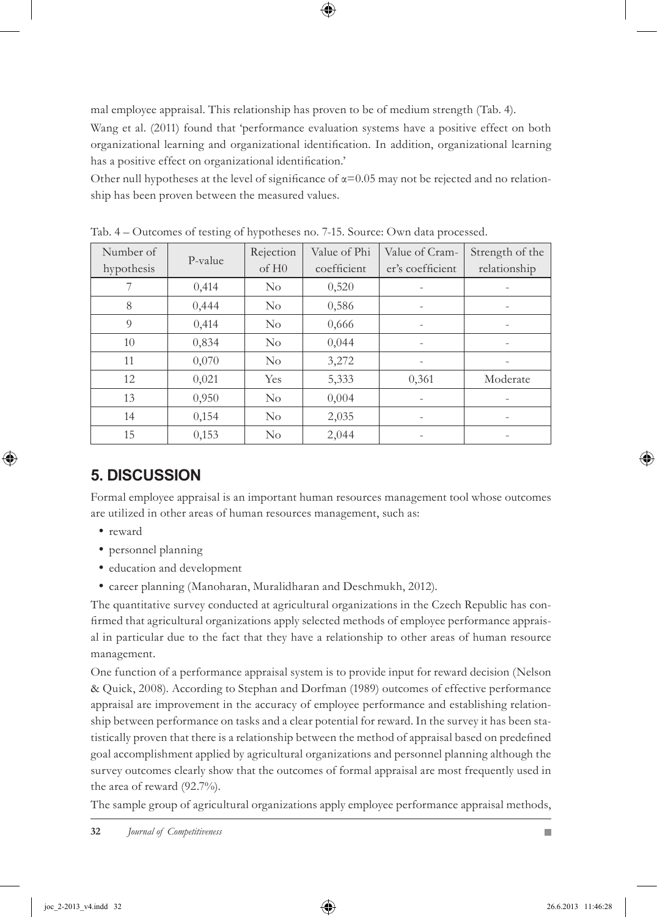mal employee appraisal. This relationship has proven to be of medium strength (Tab. 4).

Wang et al. (2011) found that 'performance evaluation systems have a positive effect on both organizational learning and organizational identification. In addition, organizational learning has a positive effect on organizational identification.'

Other null hypotheses at the level of significance of $\alpha=0.05$ may not be rejected and no relationship has been proven between the measured values.

Tab. 4 – Outcomes of testing of hypotheses no. 7-15. Source: Own data processed.

| Number of hypothesis | P-value | Rejection of H0 | Value of Phi coefficient | Value of Cramer's coefficient | Strength of the relationship |
|---|---|---|---|---|---|
| 7 | 0,414 | No | 0,520 | - | - |
| 8 | 0,444 | No | 0,586 | - | - |
| 9 | 0,414 | No | 0,666 | - | - |
| 10 | 0,834 | No | 0,044 | - | - |
| 11 | 0,070 | No | 3,272 | - | - |
| 12 | 0,021 | Yes | 5,333 | 0,361 | Moderate |
| 13 | 0,950 | No | 0,004 | - | - |
| 14 | 0,154 | No | 2,035 | - | - |
| 15 | 0,153 | No | 2,044 | - | - |

## 5. DISCUSSION

Formal employee appraisal is an important human resources management tool whose outcomes are utilized in other areas of human resources management, such as:

- reward
- personnel planning
- education and development
- career planning (Manoharan, Muralidharan and Deschmukh, 2012).

The quantitative survey conducted at agricultural organizations in the Czech Republic has confirmed that agricultural organizations apply selected methods of employee performance appraisal in particular due to the fact that they have a relationship to other areas of human resource management.

One function of a performance appraisal system is to provide input for reward decision (Nelson & Quick, 2008). According to Stephan and Dorfman (1989) outcomes of effective performance appraisal are improvement in the accuracy of employee performance and establishing relationship between performance on tasks and a clear potential for reward. In the survey it has been statistically proven that there is a relationship between the method of appraisal based on predefined goal accomplishment applied by agricultural organizations and personnel planning although the survey outcomes clearly show that the outcomes of formal appraisal are most frequently used in the area of reward (92.7%).

The sample group of agricultural organizations apply employee performance appraisal methods,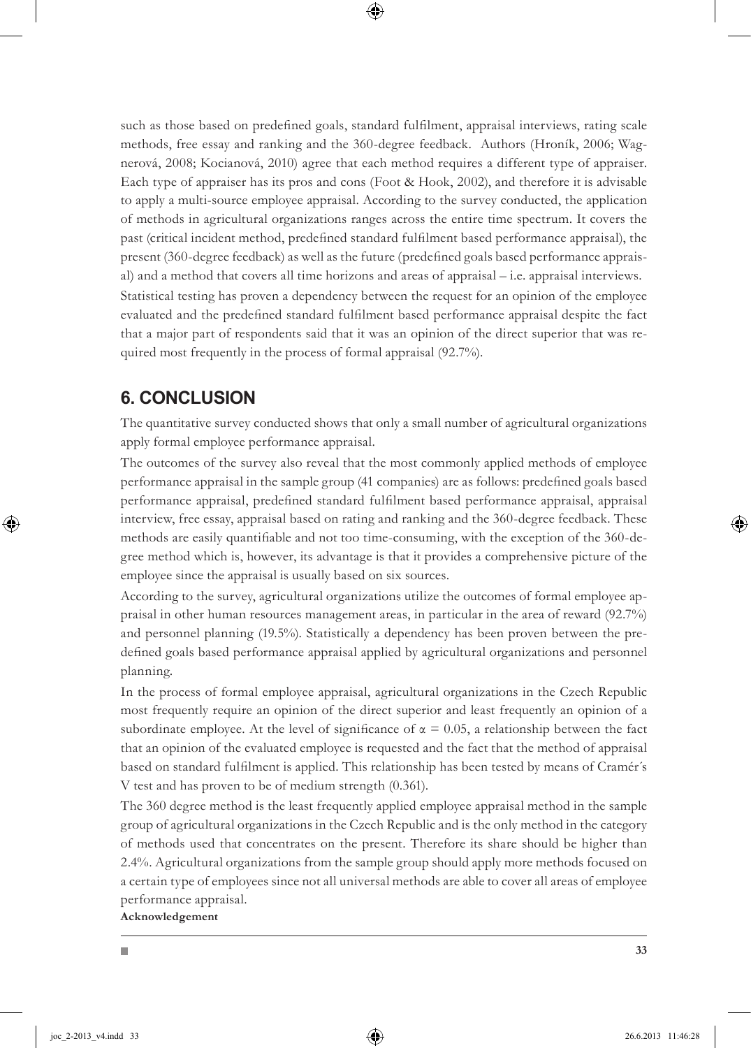such as those based on predefined goals, standard fulfilment, appraisal interviews, rating scale methods, free essay and ranking and the 360-degree feedback. Authors (Hroník, 2006; Wagnerová, 2008; Kocianová, 2010) agree that each method requires a different type of appraiser. Each type of appraiser has its pros and cons (Foot & Hook, 2002), and therefore it is advisable to apply a multi-source employee appraisal. According to the survey conducted, the application of methods in agricultural organizations ranges across the entire time spectrum. It covers the past (critical incident method, predefined standard fulfilment based performance appraisal), the present (360-degree feedback) as well as the future (predefined goals based performance appraisal) and a method that covers all time horizons and areas of appraisal – i.e. appraisal interviews. Statistical testing has proven a dependency between the request for an opinion of the employee evaluated and the predefined standard fulfilment based performance appraisal despite the fact that a major part of respondents said that it was an opinion of the direct superior that was required most frequently in the process of formal appraisal (92.7%).

## 6. CONCLUSION

The quantitative survey conducted shows that only a small number of agricultural organizations apply formal employee performance appraisal.

The outcomes of the survey also reveal that the most commonly applied methods of employee performance appraisal in the sample group (41 companies) are as follows: predefined goals based performance appraisal, predefined standard fulfilment based performance appraisal, appraisal interview, free essay, appraisal based on rating and ranking and the 360-degree feedback. These methods are easily quantifiable and not too time-consuming, with the exception of the 360-degree method which is, however, its advantage is that it provides a comprehensive picture of the employee since the appraisal is usually based on six sources.

According to the survey, agricultural organizations utilize the outcomes of formal employee appraisal in other human resources management areas, in particular in the area of reward (92.7%) and personnel planning (19.5%). Statistically a dependency has been proven between the predefined goals based performance appraisal applied by agricultural organizations and personnel planning.

In the process of formal employee appraisal, agricultural organizations in the Czech Republic most frequently require an opinion of the direct superior and least frequently an opinion of a subordinate employee. At the level of significance of $\alpha = 0.05$, a relationship between the fact that an opinion of the evaluated employee is requested and the fact that the method of appraisal based on standard fulfilment is applied. This relationship has been tested by means of Cramér´s V test and has proven to be of medium strength (0.361).

The 360 degree method is the least frequently applied employee appraisal method in the sample group of agricultural organizations in the Czech Republic and is the only method in the category of methods used that concentrates on the present. Therefore its share should be higher than 2.4%. Agricultural organizations from the sample group should apply more methods focused on a certain type of employees since not all universal methods are able to cover all areas of employee performance appraisal.

**Acknowledgement**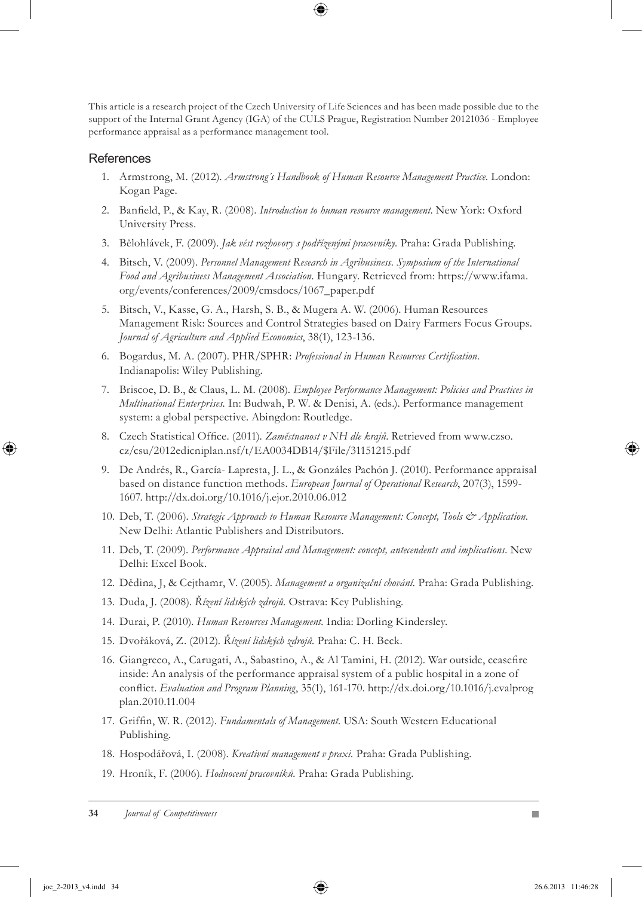This article is a research project of the Czech University of Life Sciences and has been made possible due to the support of the Internal Grant Agency (IGA) of the CULS Prague, Registration Number 20121036 - Employee performance appraisal as a performance management tool.

## References

1. Armstrong, M. (2012). *Armstrong´s Handbook of Human Resource Management Practice*. London: Kogan Page.
2. Banfield, P., & Kay, R. (2008). *Introduction to human resource management*. New York: Oxford University Press.
3. Bělohlávek, F. (2009). *Jak vést rozhovory s podřízenými pracovníky.* Praha: Grada Publishing.
4. Bitsch, V. (2009). *Personnel Management Research in Agribusiness. Symposium of the International Food and Agribusiness Management Association.* Hungary. Retrieved from: https://www.ifama.org/events/conferences/2009/cmsdocs/1067_paper.pdf
5. Bitsch, V., Kasse, G. A., Harsh, S. B., & Mugera A. W. (2006). Human Resources Management Risk: Sources and Control Strategies based on Dairy Farmers Focus Groups. *Journal of Agriculture and Applied Economics*, 38(1), 123-136.
6. Bogardus, M. A. (2007). PHR/SPHR: *Professional in Human Resources Certification*. Indianapolis: Wiley Publishing.
7. Briscoe, D. B., & Claus, L. M. (2008). *Employee Performance Management: Policies and Practices in Multinational Enterprises.* In: Budwah, P. W. & Denisi, A. (eds.). Performance management system: a global perspective. Abingdon: Routledge.
8. Czech Statistical Office. (2011). *Zaměstnanost v NH dle krajů*. Retrieved from www.czso.cz/csu/2012edicniplan.nsf/t/EA0034DB14/$File/31151215.pdf
9. De Andrés, R., García- Lapresta, J. L., & Gonzáles Pachón J. (2010). Performance appraisal based on distance function methods. *European Journal of Operational Research*, 207(3), 1599-1607. http://dx.doi.org/10.1016/j.ejor.2010.06.012
10. Deb, T. (2006). *Strategic Approach to Human Resource Management: Concept, Tools & Application*. New Delhi: Atlantic Publishers and Distributors.
11. Deb, T. (2009). *Performance Appraisal and Management: concept, antecendents and implications.* New Delhi: Excel Book.
12. Dědina, J, & Cejthamr, V. (2005). *Management a organizační chování.* Praha: Grada Publishing.
13. Duda, J. (2008). *Řízení lidských zdrojů.* Ostrava: Key Publishing.
14. Durai, P. (2010). *Human Resources Management.* India: Dorling Kindersley.
15. Dvořáková, Z. (2012). *Řízení lidských zdrojů.* Praha: C. H. Beck.
16. Giangreco, A., Carugati, A., Sabastino, A., & Al Tamini, H. (2012). War outside, ceasefire inside: An analysis of the performance appraisal system of a public hospital in a zone of conflict. *Evaluation and Program Planning*, 35(1), 161-170. http://dx.doi.org/10.1016/j.evalprogplan.2010.11.004
17. Griffin, W. R. (2012). *Fundamentals of Management.* USA: South Western Educational Publishing.
18. Hospodářová, I. (2008). *Kreativní management v praxi.* Praha: Grada Publishing.
19. Hroník, F. (2006). *Hodnocení pracovníků.* Praha: Grada Publishing.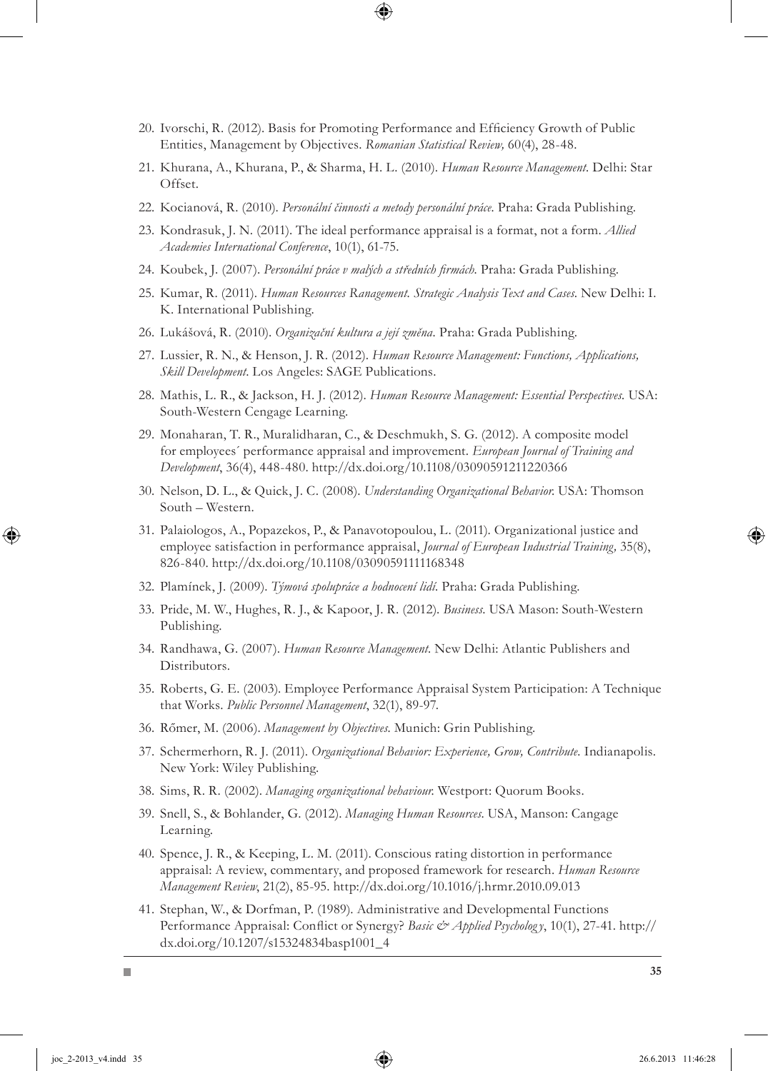20. Ivorschi, R. (2012). Basis for Promoting Performance and Efficiency Growth of Public Entities, Management by Objectives. *Romanian Statistical Review,* 60(4), 28-48.
21. Khurana, A., Khurana, P., & Sharma, H. L. (2010). *Human Resource Management.* Delhi: Star Offset.
22. Kocianová, R. (2010). *Personální činnosti a metody personální práce.* Praha: Grada Publishing.
23. Kondrasuk, J. N. (2011). The ideal performance appraisal is a format, not a form. *Allied Academies International Conference*, 10(1), 61-75.
24. Koubek, J. (2007). *Personální práce v malých a středních firmách.* Praha: Grada Publishing.
25. Kumar, R. (2011). *Human Resources Ranagement. Strategic Analysis Text and Cases.* New Delhi: I. K. International Publishing.
26. Lukášová, R. (2010). *Organizační kultura a její změna.* Praha: Grada Publishing.
27. Lussier, R. N., & Henson, J. R. (2012). *Human Resource Management: Functions, Applications, Skill Development.* Los Angeles: SAGE Publications.
28. Mathis, L. R., & Jackson, H. J. (2012). *Human Resource Management: Essential Perspectives.* USA: South-Western Cengage Learning.
29. Monaharan, T. R., Muralidharan, C., & Deschmukh, S. G. (2012). A composite model for employees´ performance appraisal and improvement. *European Journal of Training and Development*, 36(4), 448-480. http://dx.doi.org/10.1108/03090591211220366
30. Nelson, D. L., & Quick, J. C. (2008). *Understanding Organizational Behavior.* USA: Thomson South – Western.
31. Palaiologos, A., Popazekos, P., & Panavotopoulou, L. (2011). Organizational justice and employee satisfaction in performance appraisal, *Journal of European Industrial Training,* 35(8), 826-840. http://dx.doi.org/10.1108/03090591111168348
32. Plamínek, J. (2009). *Týmová spolupráce a hodnocení lidí.* Praha: Grada Publishing.
33. Pride, M. W., Hughes, R. J., & Kapoor, J. R. (2012). *Business.* USA Mason: South-Western Publishing.
34. Randhawa, G. (2007). *Human Resource Management.* New Delhi: Atlantic Publishers and Distributors.
35. Roberts, G. E. (2003). Employee Performance Appraisal System Participation: A Technique that Works. *Public Personnel Management*, 32(1), 89-97.
36. Rőmer, M. (2006). *Management by Objectives.* Munich: Grin Publishing.
37. Schermerhorn, R. J. (2011). *Organizational Behavior: Experience, Grow, Contribute.* Indianapolis. New York: Wiley Publishing.
38. Sims, R. R. (2002). *Managing organizational behaviour.* Westport: Quorum Books.
39. Snell, S., & Bohlander, G. (2012). *Managing Human Resources.* USA, Manson: Cangage Learning.
40. Spence, J. R., & Keeping, L. M. (2011). Conscious rating distortion in performance appraisal: A review, commentary, and proposed framework for research. *Human Resource Management Review*, 21(2), 85-95. http://dx.doi.org/10.1016/j.hrmr.2010.09.013
41. Stephan, W., & Dorfman, P. (1989). Administrative and Developmental Functions Performance Appraisal: Conflict or Synergy? *Basic & Applied Psychology*, 10(1), 27-41. http://dx.doi.org/10.1207/s15324834basp1001_4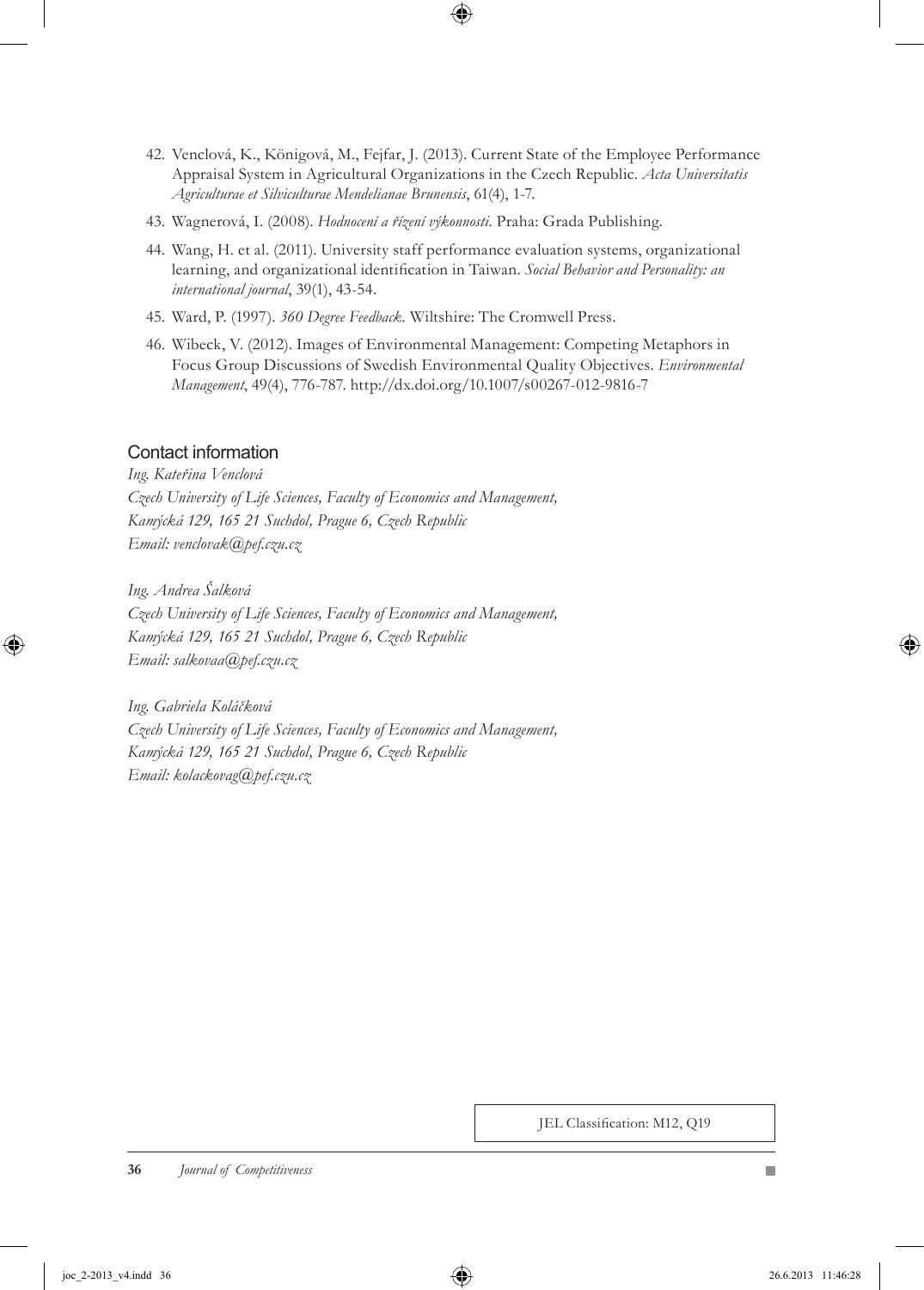42. Venclová, K., Königová, M., Fejfar, J. (2013). Current State of the Employee Performance Appraisal System in Agricultural Organizations in the Czech Republic. *Acta Universitatis Agriculturae et Silviculturae Mendelianae Brunensis*, 61(4), 1-7.
43. Wagnerová, I. (2008). *Hodnocení a řízení výkonnosti*. Praha: Grada Publishing.
44. Wang, H. et al. (2011). University staff performance evaluation systems, organizational learning, and organizational identification in Taiwan. *Social Behavior and Personality: an international journal*, 39(1), 43-54.
45. Ward, P. (1997). *360 Degree Feedback*. Wiltshire: The Cromwell Press.
46. Wibeck, V. (2012). Images of Environmental Management: Competing Metaphors in Focus Group Discussions of Swedish Environmental Quality Objectives. *Environmental Management*, 49(4), 776-787. http://dx.doi.org/10.1007/s00267-012-9816-7

## Contact information

*Ing. Kateřina Venclová*
*Czech University of Life Sciences, Faculty of Economics and Management,*
*Kamýcká 129, 165 21 Suchdol, Prague 6, Czech Republic*
*Email: venclovak@pef.czu.cz*

*Ing. Andrea Šalková*
*Czech University of Life Sciences, Faculty of Economics and Management,*
*Kamýcká 129, 165 21 Suchdol, Prague 6, Czech Republic*
*Email: salkovaa@pef.czu.cz*

*Ing. Gabriela Koláčková*
*Czech University of Life Sciences, Faculty of Economics and Management,*
*Kamýcká 129, 165 21 Suchdol, Prague 6, Czech Republic*
*Email: kolackovag@pef.czu.cz*

JEL Classification: M12, Q19